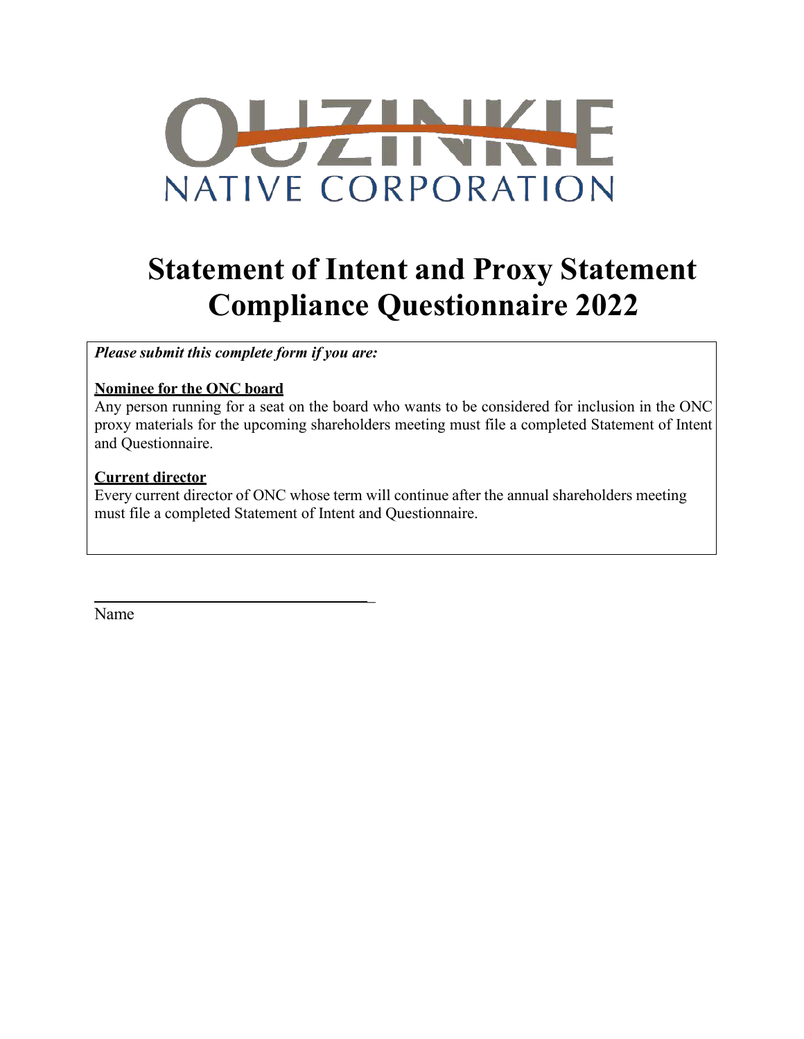# OUZINKIE NATIVE CORPORATION

# Statement of Intent and Proxy Statement Compliance Questionnaire 2022

***Please submit this complete form if you are:***

**Nominee for the ONC board**

Any person running for a seat on the board who wants to be considered for inclusion in the ONC proxy materials for the upcoming shareholders meeting must file a completed Statement of Intent and Questionnaire.

**Current director**

Every current director of ONC whose term will continue after the annual shareholders meeting must file a completed Statement of Intent and Questionnaire.

\_\_\_\_\_\_\_\_\_\_\_\_\_\_\_\_\_\_\_\_\_\_\_\_\_\_\_\_\_\_\_\_\_\_\_\_

Name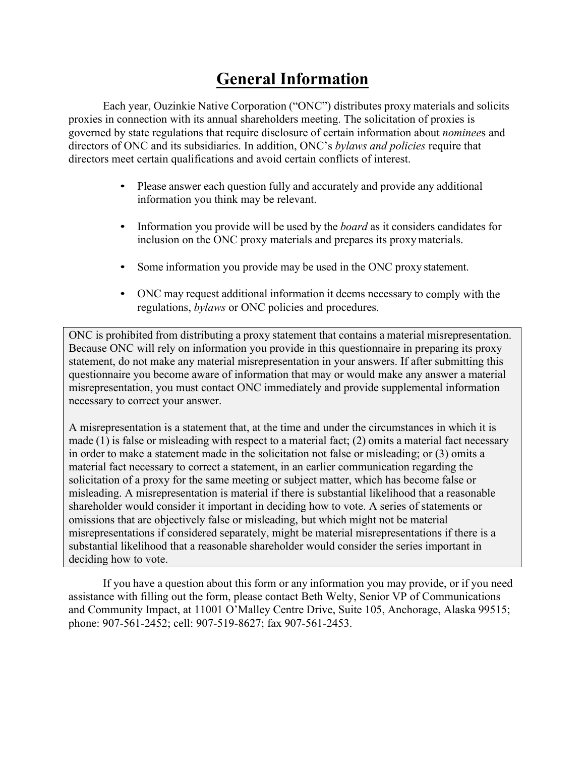# General Information

Each year, Ouzinkie Native Corporation ("ONC") distributes proxy materials and solicits proxies in connection with its annual shareholders meeting. The solicitation of proxies is governed by state regulations that require disclosure of certain information about *nominee*s and directors of ONC and its subsidiaries. In addition, ONC's *bylaws and policies* require that directors meet certain qualifications and avoid certain conflicts of interest.

- Please answer each question fully and accurately and provide any additional information you think may be relevant.
- Information you provide will be used by the *board* as it considers candidates for inclusion on the ONC proxy materials and prepares its proxy materials.
- Some information you provide may be used in the ONC proxy statement.
- ONC may request additional information it deems necessary to comply with the regulations, *bylaws* or ONC policies and procedures.

> ONC is prohibited from distributing a proxy statement that contains a material misrepresentation. Because ONC will rely on information you provide in this questionnaire in preparing its proxy statement, do not make any material misrepresentation in your answers. If after submitting this questionnaire you become aware of information that may or would make any answer a material misrepresentation, you must contact ONC immediately and provide supplemental information necessary to correct your answer.
>
> A misrepresentation is a statement that, at the time and under the circumstances in which it is made (1) is false or misleading with respect to a material fact; (2) omits a material fact necessary in order to make a statement made in the solicitation not false or misleading; or (3) omits a material fact necessary to correct a statement, in an earlier communication regarding the solicitation of a proxy for the same meeting or subject matter, which has become false or misleading. A misrepresentation is material if there is substantial likelihood that a reasonable shareholder would consider it important in deciding how to vote. A series of statements or omissions that are objectively false or misleading, but which might not be material misrepresentations if considered separately, might be material misrepresentations if there is a substantial likelihood that a reasonable shareholder would consider the series important in deciding how to vote.

If you have a question about this form or any information you may provide, or if you need assistance with filling out the form, please contact Beth Welty, Senior VP of Communications and Community Impact, at 11001 O'Malley Centre Drive, Suite 105, Anchorage, Alaska 99515; phone: 907-561-2452; cell: 907-519-8627; fax 907-561-2453.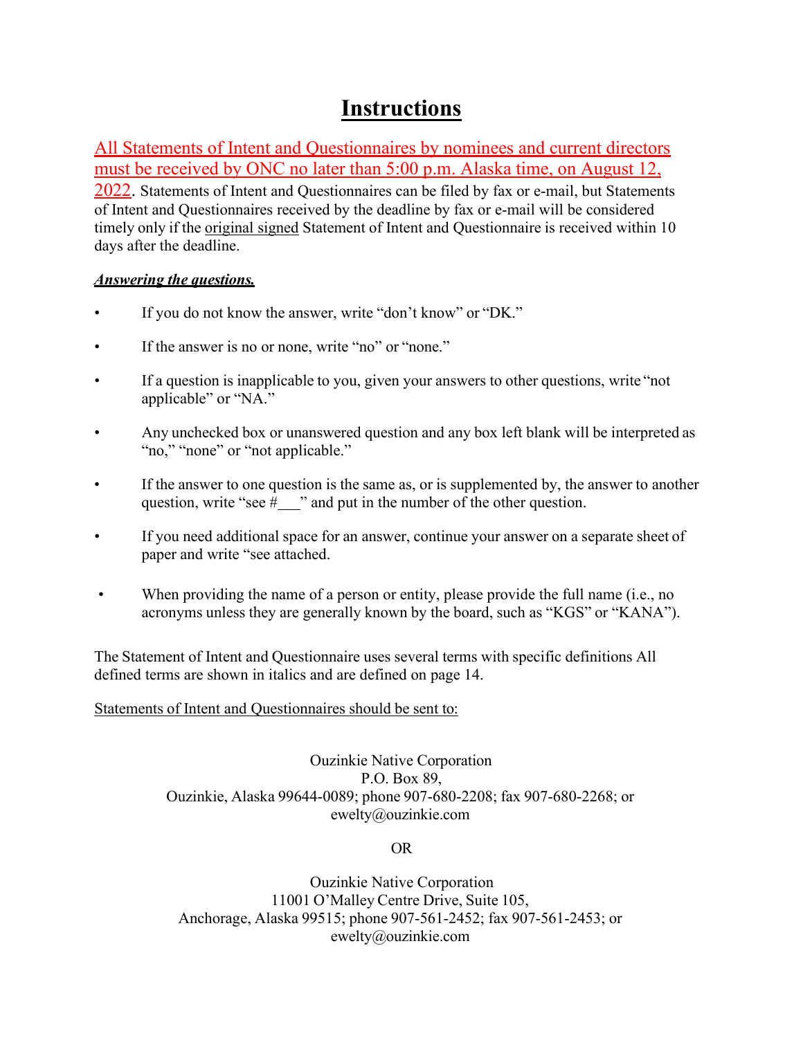# Instructions

All Statements of Intent and Questionnaires by nominees and current directors must be received by ONC no later than 5:00 p.m. Alaska time, on August 12, 2022. Statements of Intent and Questionnaires can be filed by fax or e-mail, but Statements of Intent and Questionnaires received by the deadline by fax or e-mail will be considered timely only if the original signed Statement of Intent and Questionnaire is received within 10 days after the deadline.

***Answering the questions.***

- If you do not know the answer, write "don't know" or "DK."
- If the answer is no or none, write "no" or "none."
- If a question is inapplicable to you, given your answers to other questions, write "not applicable" or "NA."
- Any unchecked box or unanswered question and any box left blank will be interpreted as "no," "none" or "not applicable."
- If the answer to one question is the same as, or is supplemented by, the answer to another question, write "see #___" and put in the number of the other question.
- If you need additional space for an answer, continue your answer on a separate sheet of paper and write "see attached.
- When providing the name of a person or entity, please provide the full name (i.e., no acronyms unless they are generally known by the board, such as "KGS" or "KANA").

The Statement of Intent and Questionnaire uses several terms with specific definitions All defined terms are shown in italics and are defined on page 14.

Statements of Intent and Questionnaires should be sent to:

Ouzinkie Native Corporation
P.O. Box 89,
Ouzinkie, Alaska 99644-0089; phone 907-680-2208; fax 907-680-2268; or
ewelty@ouzinkie.com

OR

Ouzinkie Native Corporation
11001 O'Malley Centre Drive, Suite 105,
Anchorage, Alaska 99515; phone 907-561-2452; fax 907-561-2453; or
ewelty@ouzinkie.com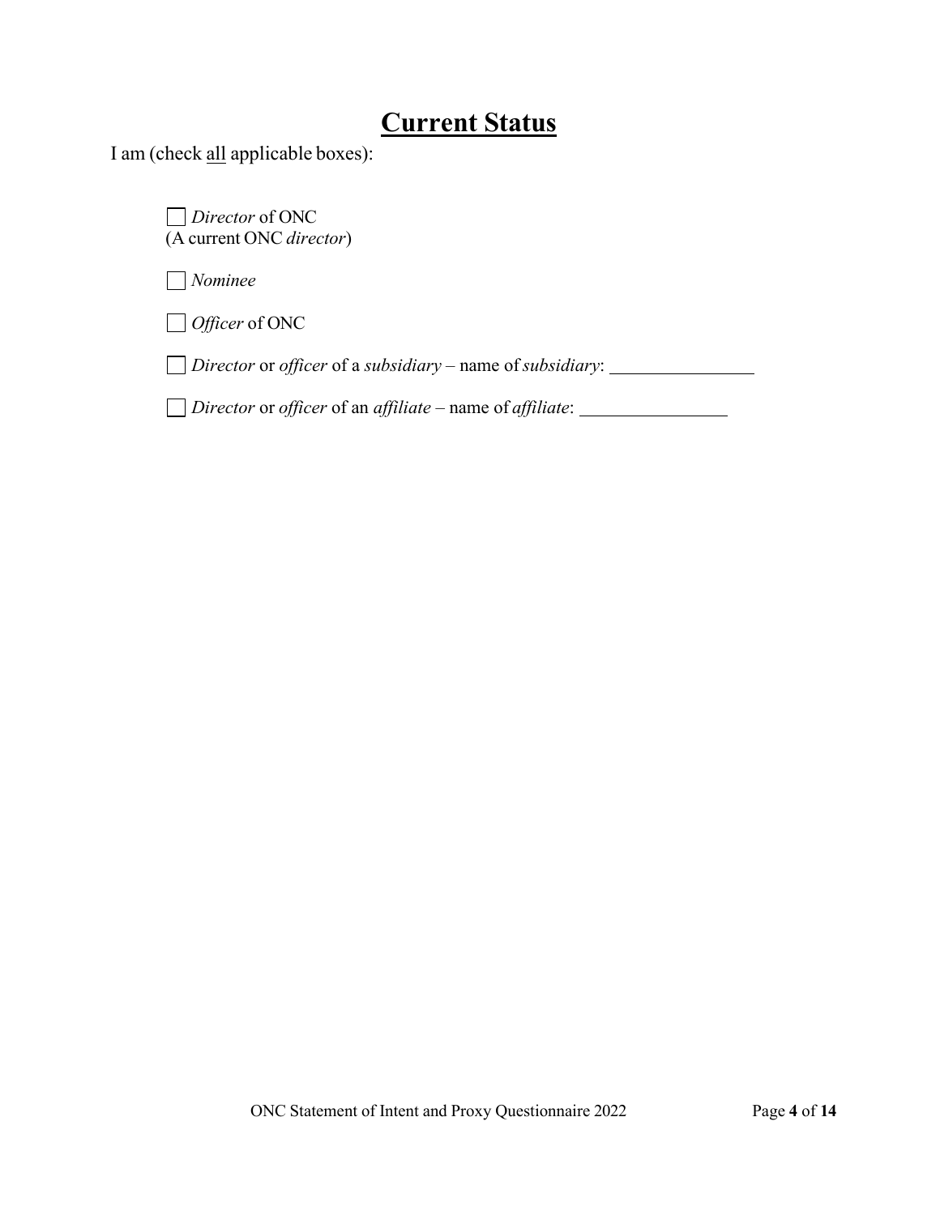# Current Status

I am (check all applicable boxes):

☐ *Director* of ONC
(A current ONC *director*)

☐ *Nominee*

☐ *Officer* of ONC

☐ *Director* or *officer* of a *subsidiary* – name of *subsidiary*: ________________

☐ *Director* or *officer* of an *affiliate* – name of *affiliate*: ________________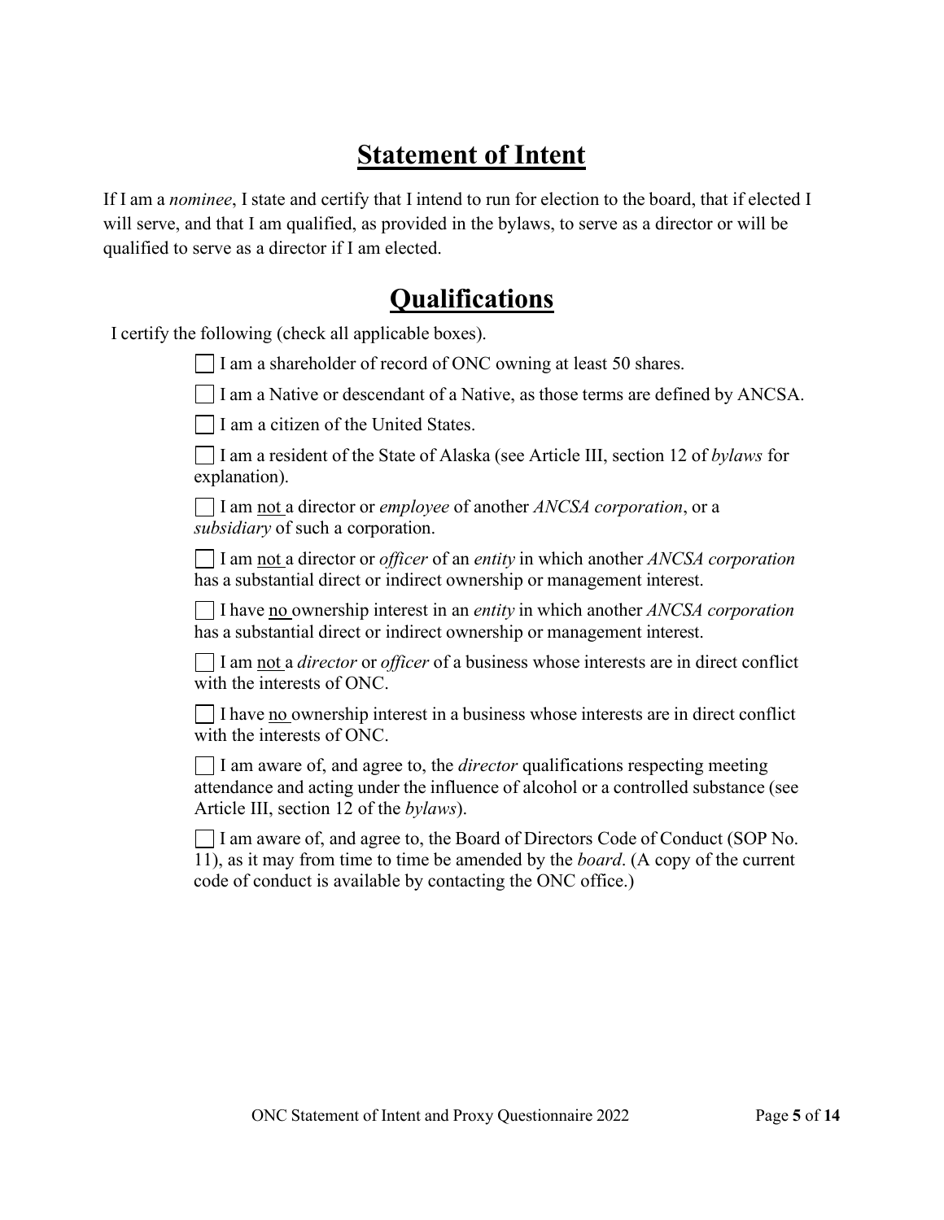# **Statement of Intent**

If I am a *nominee*, I state and certify that I intend to run for election to the board, that if elected I will serve, and that I am qualified, as provided in the bylaws, to serve as a director or will be qualified to serve as a director if I am elected.

# **Qualifications**

I certify the following (check all applicable boxes).

- [ ] I am a shareholder of record of ONC owning at least 50 shares.
- [ ] I am a Native or descendant of a Native, as those terms are defined by ANCSA.
- [ ] I am a citizen of the United States.
- [ ] I am a resident of the State of Alaska (see Article III, section 12 of *bylaws* for explanation).
- [ ] I am <u>not</u> a director or *employee* of another *ANCSA corporation*, or a *subsidiary* of such a corporation.
- [ ] I am <u>not</u> a director or *officer* of an *entity* in which another *ANCSA corporation* has a substantial direct or indirect ownership or management interest.
- [ ] I have <u>no</u> ownership interest in an *entity* in which another *ANCSA corporation* has a substantial direct or indirect ownership or management interest.
- [ ] I am <u>not</u> a *director* or *officer* of a business whose interests are in direct conflict with the interests of ONC.
- [ ] I have <u>no</u> ownership interest in a business whose interests are in direct conflict with the interests of ONC.
- [ ] I am aware of, and agree to, the *director* qualifications respecting meeting attendance and acting under the influence of alcohol or a controlled substance (see Article III, section 12 of the *bylaws*).
- [ ] I am aware of, and agree to, the Board of Directors Code of Conduct (SOP No. 11), as it may from time to time be amended by the *board*. (A copy of the current code of conduct is available by contacting the ONC office.)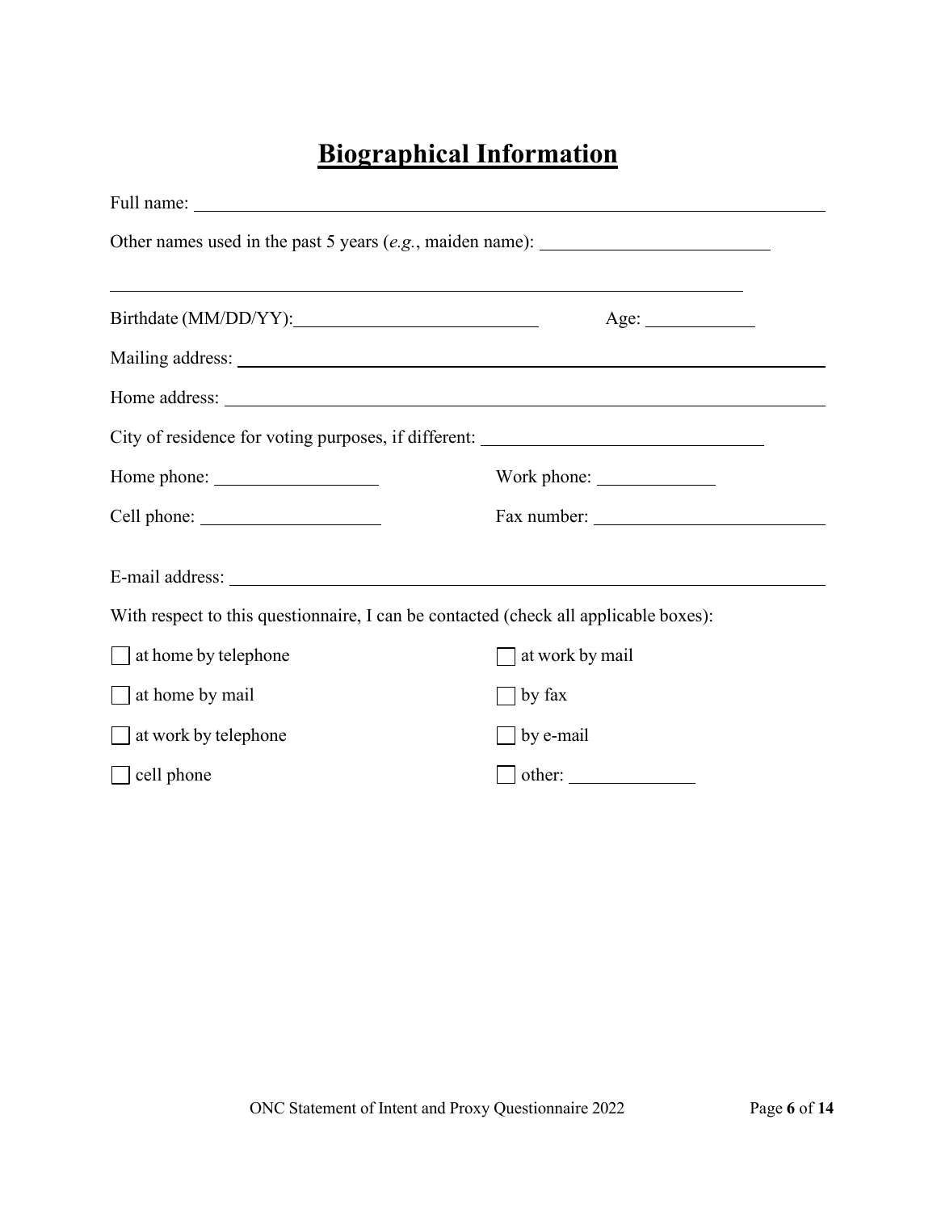# Biographical Information

Full name: ______________________________________________

Other names used in the past 5 years (*e.g.*, maiden name): ____________________

______________________________________________

Birthdate (MM/DD/YY): ____________________ Age: __________

Mailing address: ______________________________________________

Home address: ______________________________________________

City of residence for voting purposes, if different: ____________________

Home phone: ______________ Work phone: ______________

Cell phone: ______________ Fax number: ______________

E-mail address: ______________________________________________

With respect to this questionnaire, I can be contacted (check all applicable boxes):

- ☐ at home by telephone
- ☐ at home by mail
- ☐ at work by telephone
- ☐ cell phone
- ☐ at work by mail
- ☐ by fax
- ☐ by e-mail
- ☐ other: __________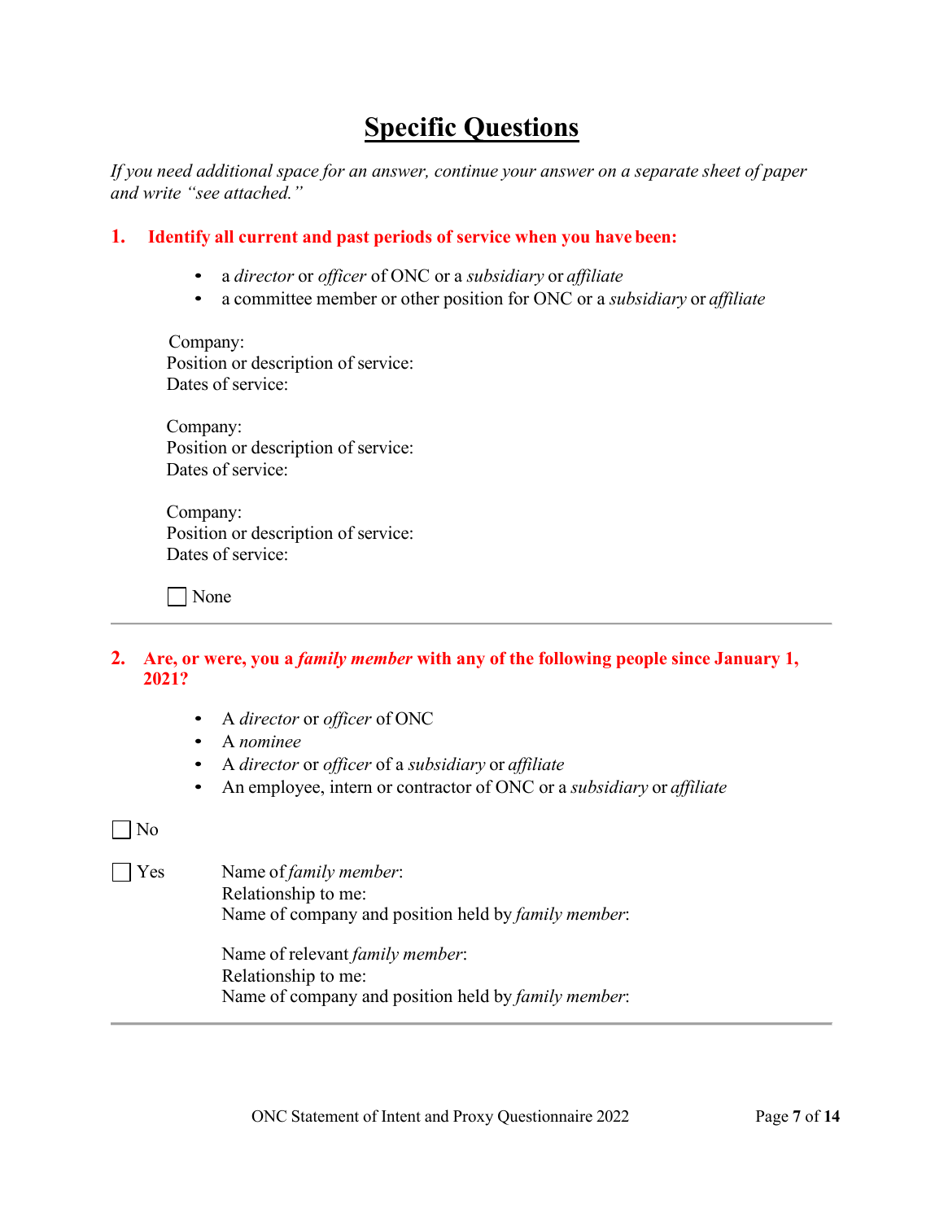# Specific Questions

*If you need additional space for an answer, continue your answer on a separate sheet of paper and write "see attached."*

**1. Identify all current and past periods of service when you have been:**

- a *director* or *officer* of ONC or a *subsidiary* or *affiliate*
- a committee member or other position for ONC or a *subsidiary* or *affiliate*

Company:
Position or description of service:
Dates of service:

Company:
Position or description of service:
Dates of service:

Company:
Position or description of service:
Dates of service:

☐ None

---

**2. Are, or were, you a *family member* with any of the following people since January 1, 2021?**

- A *director* or *officer* of ONC
- A *nominee*
- A *director* or *officer* of a *subsidiary* or *affiliate*
- An employee, intern or contractor of ONC or a *subsidiary* or *affiliate*

☐ No

☐ Yes

Name of *family member*:
Relationship to me:
Name of company and position held by *family member*:

Name of relevant *family member*:
Relationship to me:
Name of company and position held by *family member*:

---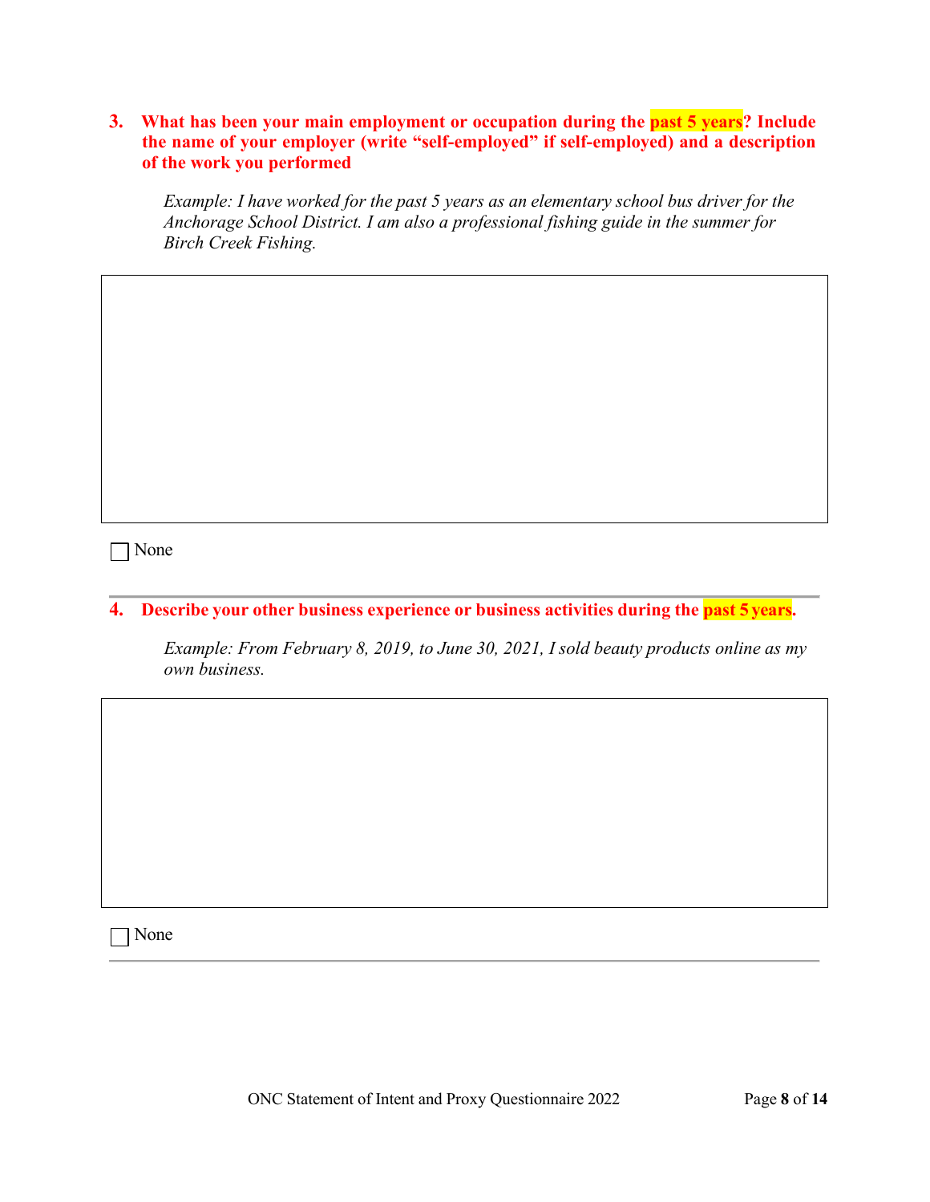**3. What has been your main employment or occupation during the past 5 years? Include the name of your employer (write "self-employed" if self-employed) and a description of the work you performed**

*Example: I have worked for the past 5 years as an elementary school bus driver for the Anchorage School District. I am also a professional fishing guide in the summer for Birch Creek Fishing.*

☐ None

---

**4. Describe your other business experience or business activities during the past 5 years.**

*Example: From February 8, 2019, to June 30, 2021, I sold beauty products online as my own business.*

☐ None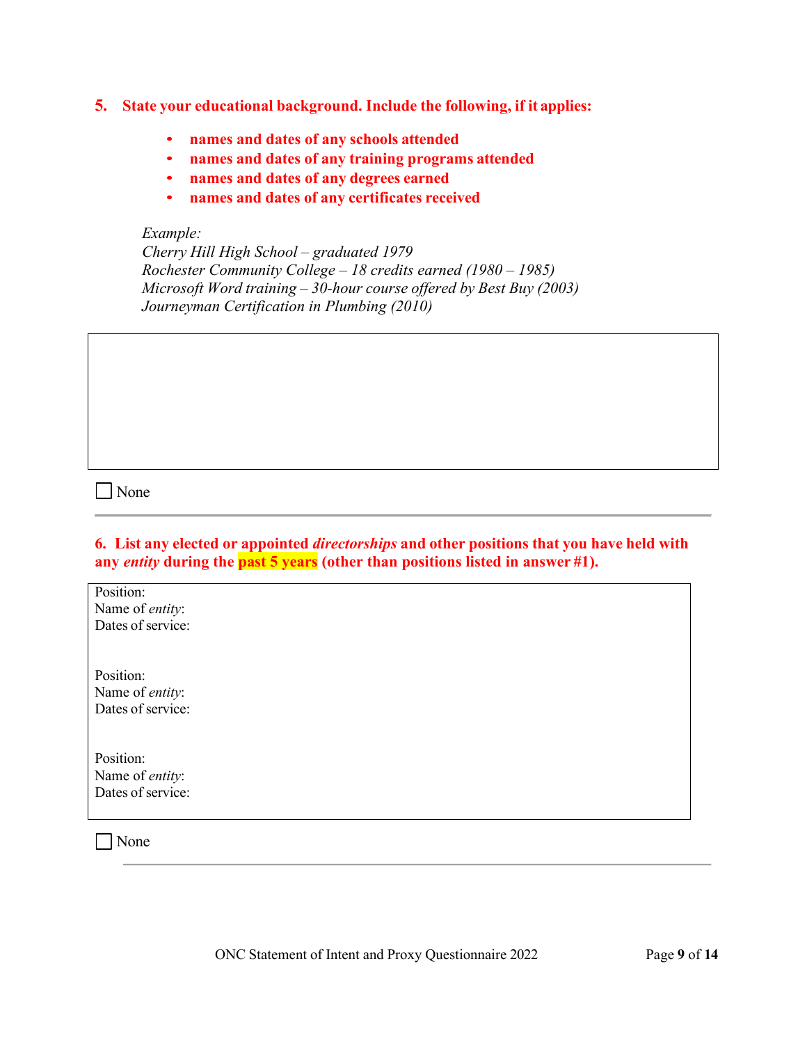**5. State your educational background. Include the following, if it applies:**

- **names and dates of any schools attended**
- **names and dates of any training programs attended**
- **names and dates of any degrees earned**
- **names and dates of any certificates received**

*Example:*
*Cherry Hill High School – graduated 1979*
*Rochester Community College – 18 credits earned (1980 – 1985)*
*Microsoft Word training – 30-hour course offered by Best Buy (2003)*
*Journeyman Certification in Plumbing (2010)*

☐ None

---

**6. List any elected or appointed *directorships* and other positions that you have held with any *entity* during the past 5 years (other than positions listed in answer #1).**

Position:
Name of *entity*:
Dates of service:

Position:
Name of *entity*:
Dates of service:

Position:
Name of *entity*:
Dates of service:

☐ None

---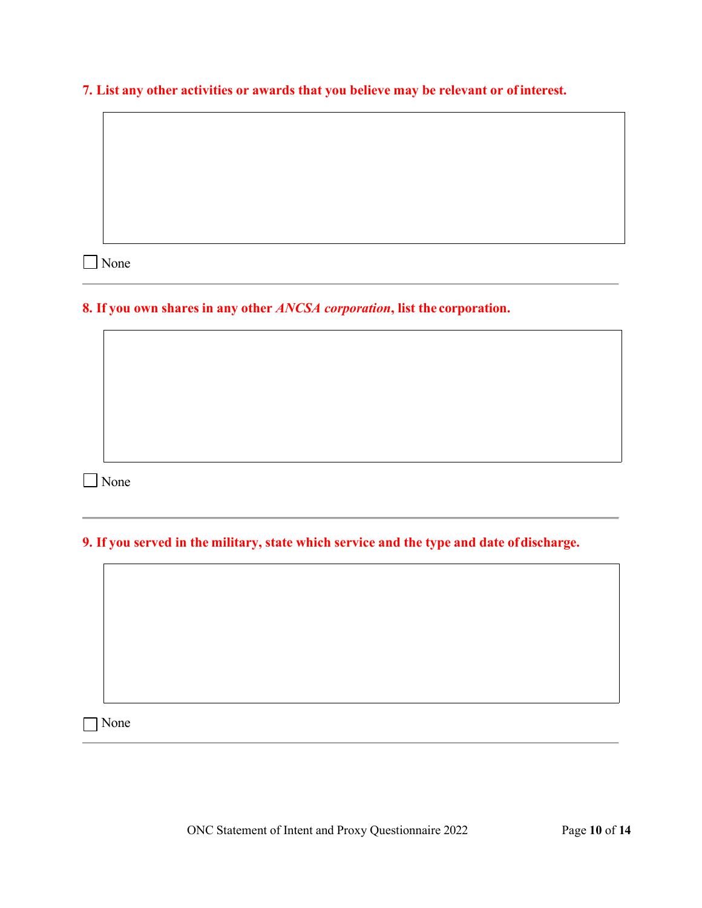**7. List any other activities or awards that you believe may be relevant or of interest.**

☐ None

---

**8. If you own shares in any other *ANCSA corporation*, list the corporation.**

☐ None

---

**9. If you served in the military, state which service and the type and date of discharge.**

☐ None

---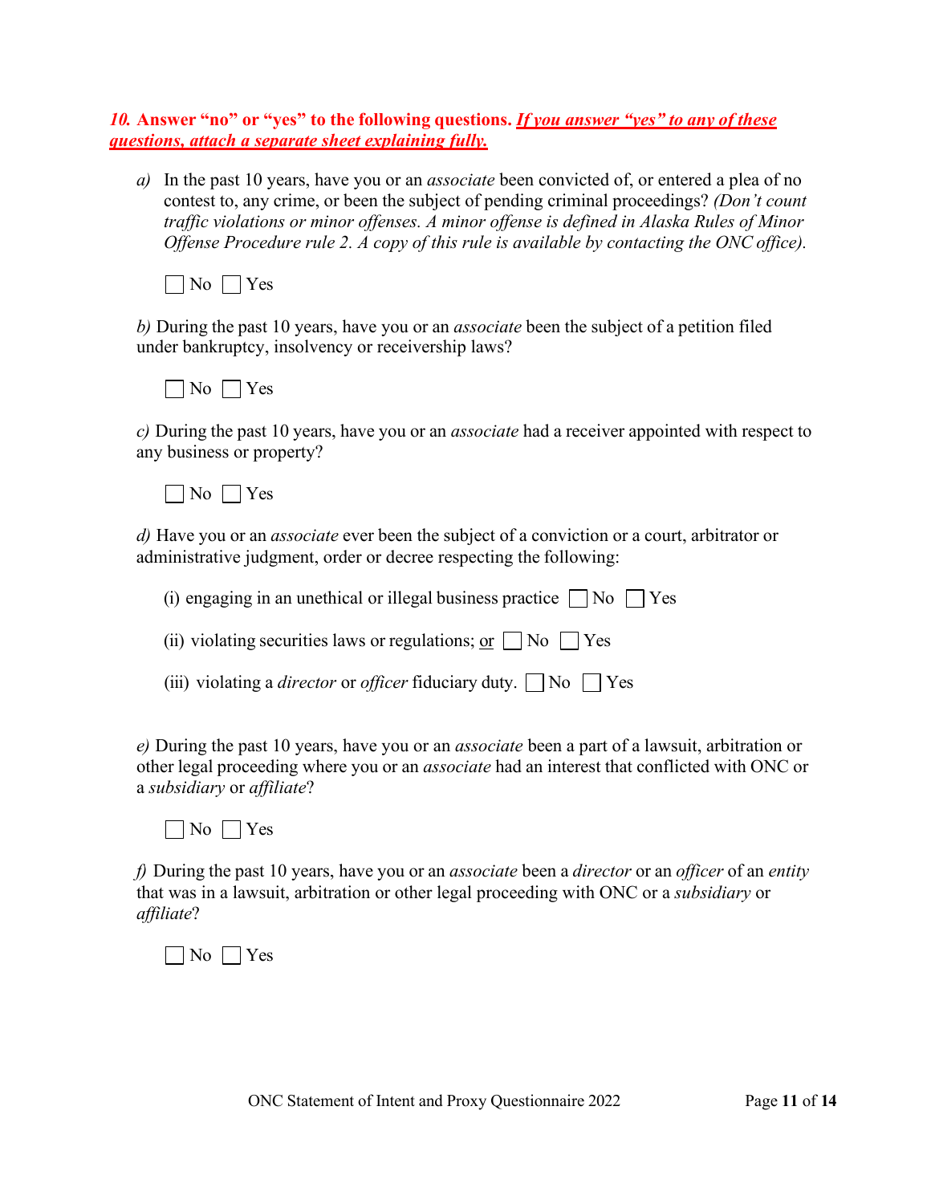***10.* Answer "no" or "yes" to the following questions. *<u>If you answer "yes" to any of these questions, attach a separate sheet explaining fully.</u>***

*a)* In the past 10 years, have you or an *associate* been convicted of, or entered a plea of no contest to, any crime, or been the subject of pending criminal proceedings? *(Don't count traffic violations or minor offenses. A minor offense is defined in Alaska Rules of Minor Offense Procedure rule 2. A copy of this rule is available by contacting the ONC office).*

☐ No ☐ Yes

*b)* During the past 10 years, have you or an *associate* been the subject of a petition filed under bankruptcy, insolvency or receivership laws?

☐ No ☐ Yes

*c)* During the past 10 years, have you or an *associate* had a receiver appointed with respect to any business or property?

☐ No ☐ Yes

*d)* Have you or an *associate* ever been the subject of a conviction or a court, arbitrator or administrative judgment, order or decree respecting the following:

(i) engaging in an unethical or illegal business practice ☐ No ☐ Yes

(ii) violating securities laws or regulations; <u>or</u> ☐ No ☐ Yes

(iii) violating a *director* or *officer* fiduciary duty. ☐ No ☐ Yes

*e)* During the past 10 years, have you or an *associate* been a part of a lawsuit, arbitration or other legal proceeding where you or an *associate* had an interest that conflicted with ONC or a *subsidiary* or *affiliate*?

☐ No ☐ Yes

*f)* During the past 10 years, have you or an *associate* been a *director* or an *officer* of an *entity* that was in a lawsuit, arbitration or other legal proceeding with ONC or a *subsidiary* or *affiliate*?

☐ No ☐ Yes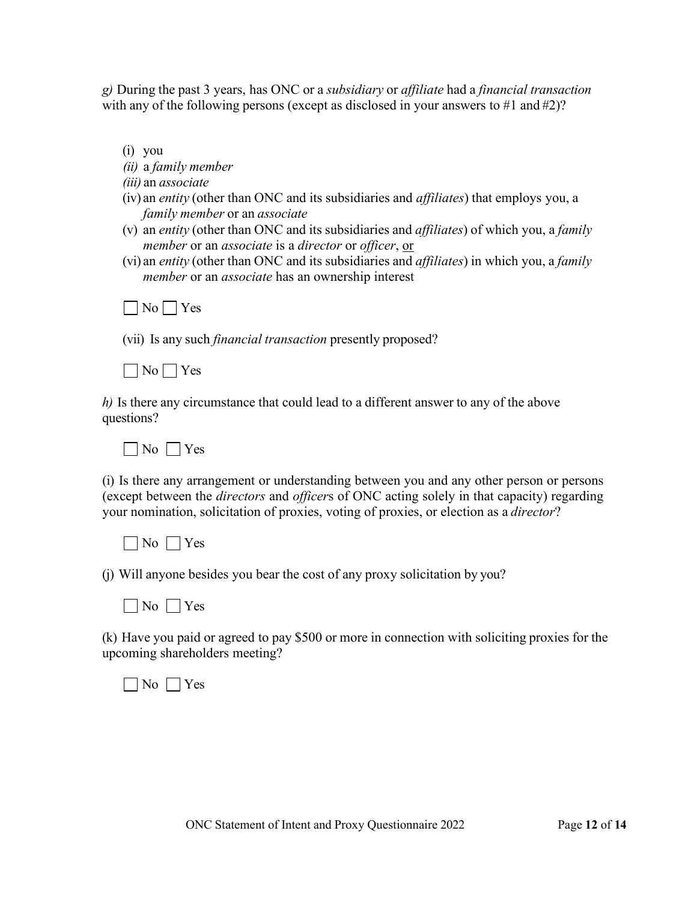*g)* During the past 3 years, has ONC or a *subsidiary* or *affiliate* had a *financial transaction* with any of the following persons (except as disclosed in your answers to #1 and #2)?

(i) you
*(ii)* a *family member*
*(iii)* an *associate*
(iv) an *entity* (other than ONC and its subsidiaries and *affiliates*) that employs you, a *family member* or an *associate*
(v) an *entity* (other than ONC and its subsidiaries and *affiliates*) of which you, a *family member* or an *associate* is a *director* or *officer*, <u>or</u>
(vi) an *entity* (other than ONC and its subsidiaries and *affiliates*) in which you, a *family member* or an *associate* has an ownership interest

☐ No ☐ Yes

(vii) Is any such *financial transaction* presently proposed?

☐ No ☐ Yes

*h)* Is there any circumstance that could lead to a different answer to any of the above questions?

☐ No ☐ Yes

(i) Is there any arrangement or understanding between you and any other person or persons (except between the *directors* and *officer*s of ONC acting solely in that capacity) regarding your nomination, solicitation of proxies, voting of proxies, or election as a *director*?

☐ No ☐ Yes

(j) Will anyone besides you bear the cost of any proxy solicitation by you?

☐ No ☐ Yes

(k) Have you paid or agreed to pay $500 or more in connection with soliciting proxies for the upcoming shareholders meeting?

☐ No ☐ Yes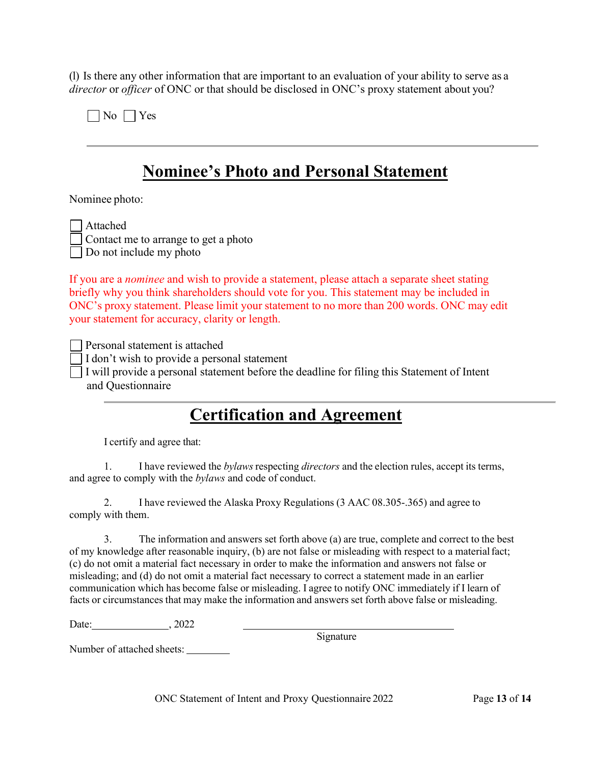(l) Is there any other information that are important to an evaluation of your ability to serve as a *director* or *officer* of ONC or that should be disclosed in ONC's proxy statement about you?

☐ No ☐ Yes

---

## Nominee's Photo and Personal Statement

Nominee photo:

☐ Attached
☐ Contact me to arrange to get a photo
☐ Do not include my photo

If you are a *nominee* and wish to provide a statement, please attach a separate sheet stating briefly why you think shareholders should vote for you. This statement may be included in ONC's proxy statement. Please limit your statement to no more than 200 words. ONC may edit your statement for accuracy, clarity or length.

☐ Personal statement is attached
☐ I don't wish to provide a personal statement
☐ I will provide a personal statement before the deadline for filing this Statement of Intent and Questionnaire

---

## Certification and Agreement

I certify and agree that:

1. I have reviewed the *bylaws* respecting *directors* and the election rules, accept its terms, and agree to comply with the *bylaws* and code of conduct.

2. I have reviewed the Alaska Proxy Regulations (3 AAC 08.305-.365) and agree to comply with them.

3. The information and answers set forth above (a) are true, complete and correct to the best of my knowledge after reasonable inquiry, (b) are not false or misleading with respect to a material fact; (c) do not omit a material fact necessary in order to make the information and answers not false or misleading; and (d) do not omit a material fact necessary to correct a statement made in an earlier communication which has become false or misleading. I agree to notify ONC immediately if I learn of facts or circumstances that may make the information and answers set forth above false or misleading.

Date:______________, 2022 ________________________________________

Signature

Number of attached sheets: ________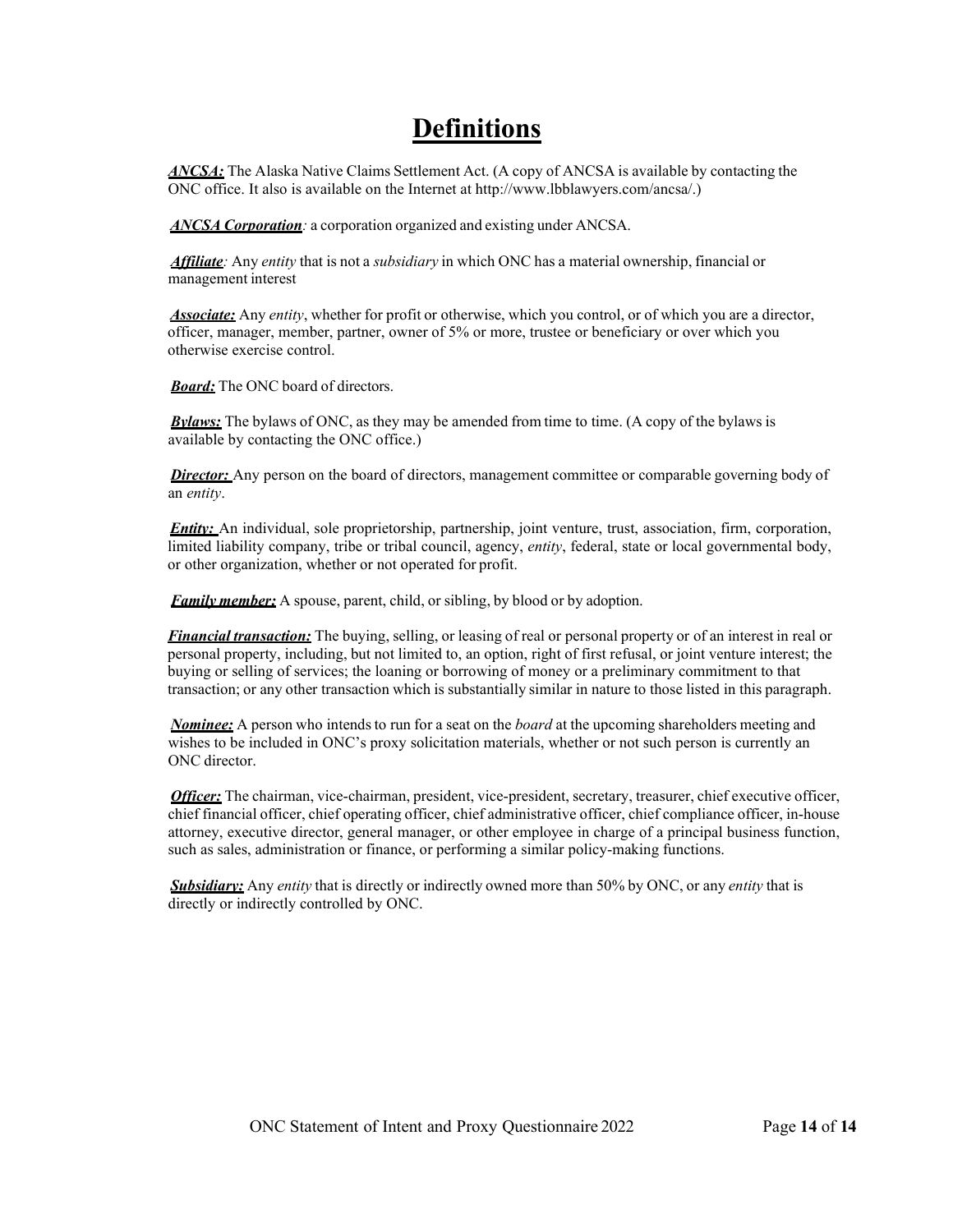# Definitions

***ANCSA:*** The Alaska Native Claims Settlement Act. (A copy of ANCSA is available by contacting the ONC office. It also is available on the Internet at http://www.lbblawyers.com/ancsa/.)

***ANCSA Corporation****:* a corporation organized and existing under ANCSA.

***Affiliate****:* Any *entity* that is not a *subsidiary* in which ONC has a material ownership, financial or management interest

***Associate:*** Any *entity*, whether for profit or otherwise, which you control, or of which you are a director, officer, manager, member, partner, owner of 5% or more, trustee or beneficiary or over which you otherwise exercise control.

***Board:*** The ONC board of directors.

***Bylaws:*** The bylaws of ONC, as they may be amended from time to time. (A copy of the bylaws is available by contacting the ONC office.)

***Director:*** Any person on the board of directors, management committee or comparable governing body of an *entity*.

***Entity:*** An individual, sole proprietorship, partnership, joint venture, trust, association, firm, corporation, limited liability company, tribe or tribal council, agency, *entity*, federal, state or local governmental body, or other organization, whether or not operated for profit.

***Family member:*** A spouse, parent, child, or sibling, by blood or by adoption.

***Financial transaction:*** The buying, selling, or leasing of real or personal property or of an interest in real or personal property, including, but not limited to, an option, right of first refusal, or joint venture interest; the buying or selling of services; the loaning or borrowing of money or a preliminary commitment to that transaction; or any other transaction which is substantially similar in nature to those listed in this paragraph.

***Nominee:*** A person who intends to run for a seat on the *board* at the upcoming shareholders meeting and wishes to be included in ONC's proxy solicitation materials, whether or not such person is currently an ONC director.

***Officer:*** The chairman, vice-chairman, president, vice-president, secretary, treasurer, chief executive officer, chief financial officer, chief operating officer, chief administrative officer, chief compliance officer, in-house attorney, executive director, general manager, or other employee in charge of a principal business function, such as sales, administration or finance, or performing a similar policy-making functions.

***Subsidiary:*** Any *entity* that is directly or indirectly owned more than 50% by ONC, or any *entity* that is directly or indirectly controlled by ONC.